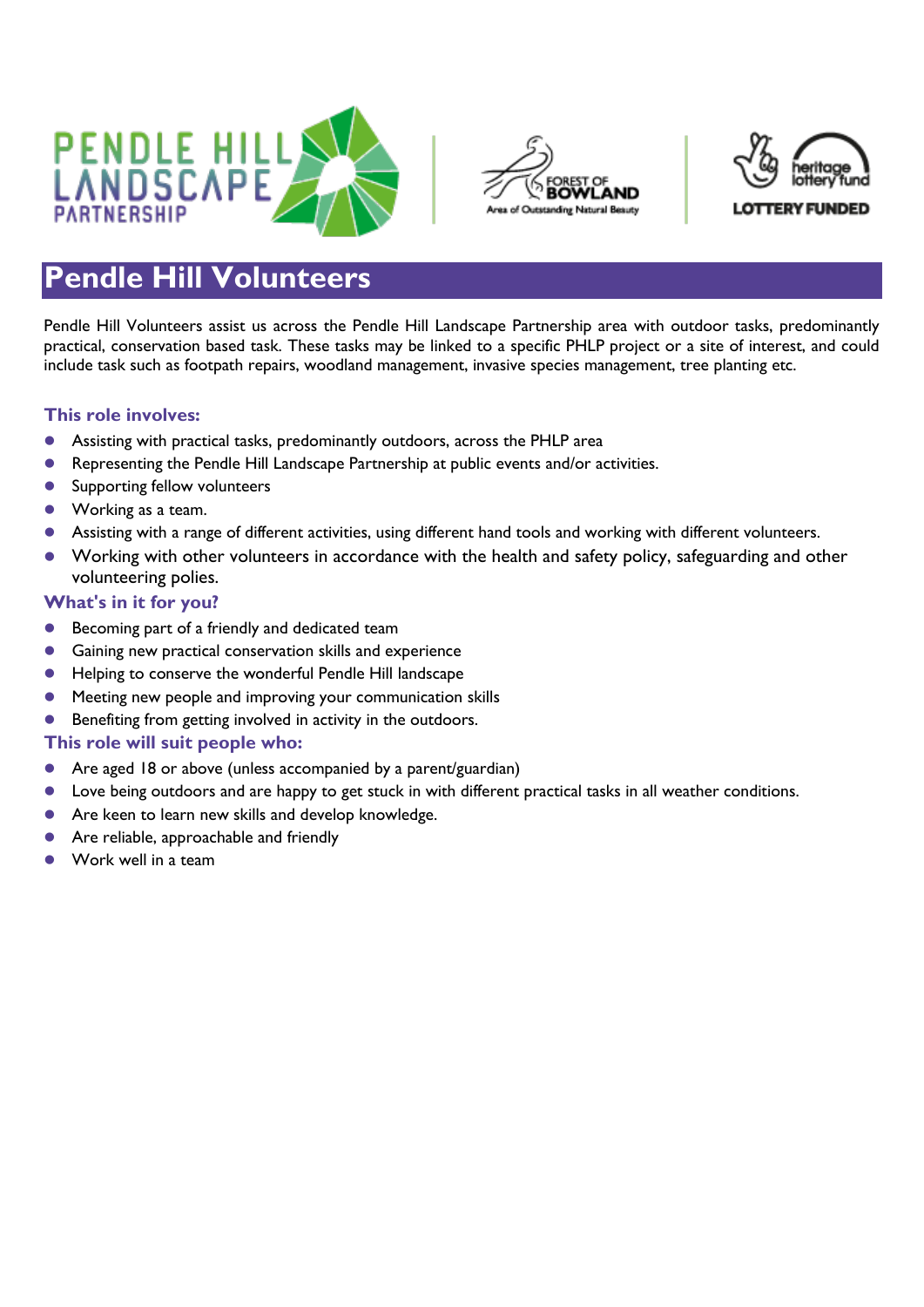# Pendle Hill Volunteers

Pendle Hill Volunteers assist us across the Pendle Hill Landscape Partnership area with outdoor tasks, predominantly practical, conservation based task. These tasks may be linked to a specific PHLP project or a site of interest, and could include task such as footpath repairs, woodland management, invasive species management, tree planting etc.

## This role involves:

- Assisting with practical tasks, predominantly outdoors, across the PHLP area
- Representing the Pendle Hill Landscape Partnership at public events and/or activities.
- Supporting fellow volunteers
- Working as a team.
- Assisting with a range of different activities, using different hand tools and working with different volunteers.
- Working with other volunteers in accordance with the health and safety policy, safeguarding and other volunteering polies.

## What's in it for you?

- Becoming part of a friendly and dedicated team
- Gaining new practical conservation skills and experience
- Helping to conserve the wonderful Pendle Hill landscape
- Meeting new people and improving your communication skills
- Benefiting from getting involved in activity in the outdoors.

## This role will suit people who:

- Are aged 18 or above (unless accompanied by a parent/guardian)
- Love being outdoors and are happy to get stuck in with different practical tasks in all weather conditions.
- Are keen to learn new skills and develop knowledge.
- Are reliable, approachable and friendly
- Work well in a team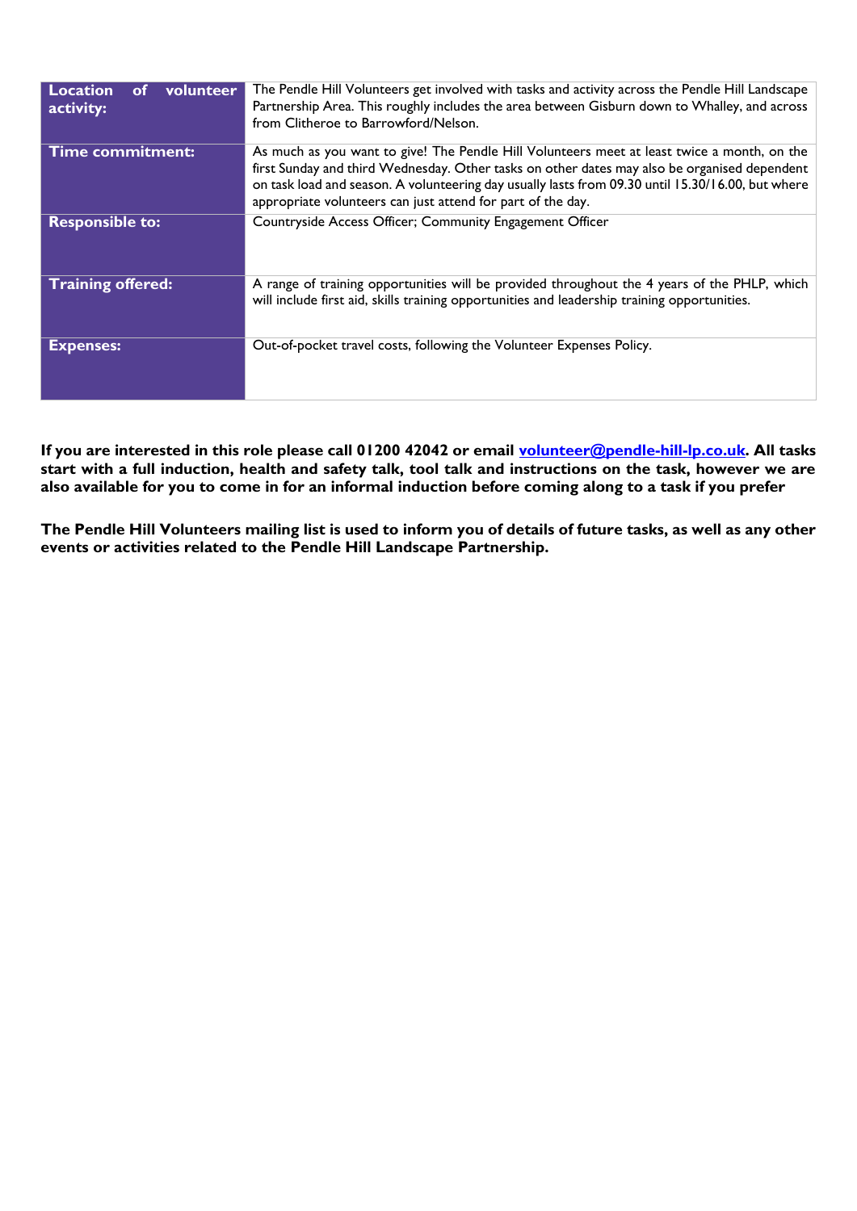| | |
|---|---|
| **Location of volunteer activity:** | The Pendle Hill Volunteers get involved with tasks and activity across the Pendle Hill Landscape Partnership Area. This roughly includes the area between Gisburn down to Whalley, and across from Clitheroe to Barrowford/Nelson. |
| **Time commitment:** | As much as you want to give! The Pendle Hill Volunteers meet at least twice a month, on the first Sunday and third Wednesday. Other tasks on other dates may also be organised dependent on task load and season. A volunteering day usually lasts from 09.30 until 15.30/16.00, but where appropriate volunteers can just attend for part of the day. |
| **Responsible to:** | Countryside Access Officer; Community Engagement Officer |
| **Training offered:** | A range of training opportunities will be provided throughout the 4 years of the PHLP, which will include first aid, skills training opportunities and leadership training opportunities. |
| **Expenses:** | Out-of-pocket travel costs, following the Volunteer Expenses Policy. |

**If you are interested in this role please call 01200 42042 or email [volunteer@pendle-hill-lp.co.uk](mailto:volunteer@pendle-hill-lp.co.uk). All tasks start with a full induction, health and safety talk, tool talk and instructions on the task, however we are also available for you to come in for an informal induction before coming along to a task if you prefer**

**The Pendle Hill Volunteers mailing list is used to inform you of details of future tasks, as well as any other events or activities related to the Pendle Hill Landscape Partnership.**